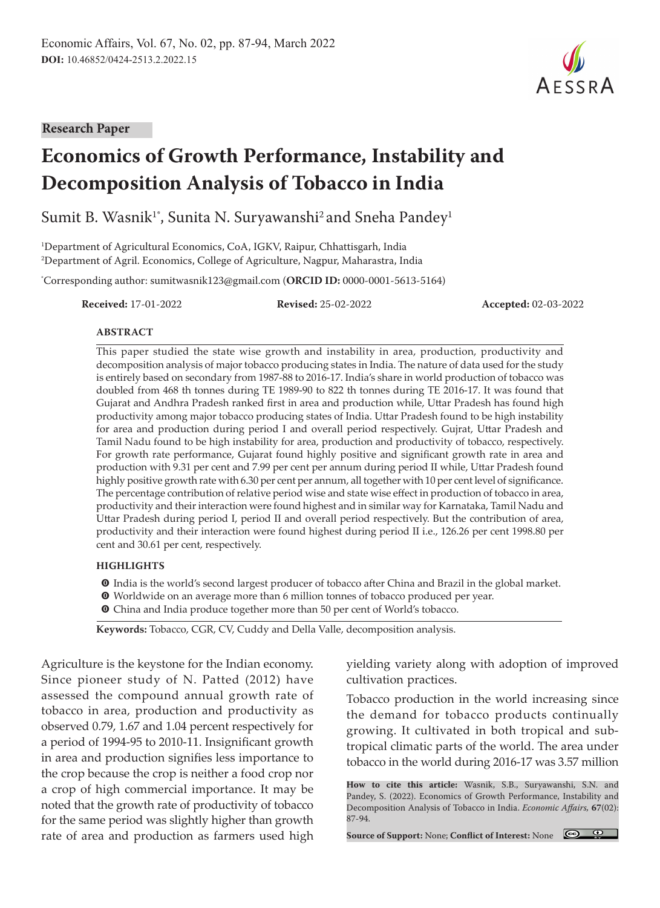**Research Paper**

# Economics of Growth Performance, Instability and Decomposition Analysis of Tobacco in India

Sumit B. Wasnik[1*], Sunita N. Suryawanshi[2] and Sneha Pandey[1]

[1]Department of Agricultural Economics, CoA, IGKV, Raipur, Chhattisgarh, India
[2]Department of Agril. Economics, College of Agriculture, Nagpur, Maharastra, India

[*]Corresponding author: sumitwasnik123@gmail.com (**ORCID ID:** 0000-0001-5613-5164)

**Received:** 17-01-2022 **Revised:** 25-02-2022 **Accepted:** 02-03-2022

## ABSTRACT

This paper studied the state wise growth and instability in area, production, productivity and decomposition analysis of major tobacco producing states in India. The nature of data used for the study is entirely based on secondary from 1987-88 to 2016-17. India's share in world production of tobacco was doubled from 468 th tonnes during TE 1989-90 to 822 th tonnes during TE 2016-17. It was found that Gujarat and Andhra Pradesh ranked first in area and production while, Uttar Pradesh has found high productivity among major tobacco producing states of India. Uttar Pradesh found to be high instability for area and production during period I and overall period respectively. Gujrat, Uttar Pradesh and Tamil Nadu found to be high instability for area, production and productivity of tobacco, respectively. For growth rate performance, Gujarat found highly positive and significant growth rate in area and production with 9.31 per cent and 7.99 per cent per annum during period II while, Uttar Pradesh found highly positive growth rate with 6.30 per cent per annum, all together with 10 per cent level of significance. The percentage contribution of relative period wise and state wise effect in production of tobacco in area, productivity and their interaction were found highest and in similar way for Karnataka, Tamil Nadu and Uttar Pradesh during period I, period II and overall period respectively. But the contribution of area, productivity and their interaction were found highest during period II i.e., 126.26 per cent 1998.80 per cent and 30.61 per cent, respectively.

## HIGHLIGHTS

- India is the world's second largest producer of tobacco after China and Brazil in the global market.
- Worldwide on an average more than 6 million tonnes of tobacco produced per year.
- China and India produce together more than 50 per cent of World's tobacco.

**Keywords:** Tobacco, CGR, CV, Cuddy and Della Valle, decomposition analysis.

Agriculture is the keystone for the Indian economy. Since pioneer study of N. Patted (2012) have assessed the compound annual growth rate of tobacco in area, production and productivity as observed 0.79, 1.67 and 1.04 percent respectively for a period of 1994-95 to 2010-11. Insignificant growth in area and production signifies less importance to the crop because the crop is neither a food crop nor a crop of high commercial importance. It may be noted that the growth rate of productivity of tobacco for the same period was slightly higher than growth rate of area and production as farmers used high yielding variety along with adoption of improved cultivation practices.

Tobacco production in the world increasing since the demand for tobacco products continually growing. It cultivated in both tropical and sub-tropical climatic parts of the world. The area under tobacco in the world during 2016-17 was 3.57 million

**How to cite this article:** Wasnik, S.B., Suryawanshi, S.N. and Pandey, S. (2022). Economics of Growth Performance, Instability and Decomposition Analysis of Tobacco in India. *Economic Affairs,* **67**(02): 87-94.

**Source of Support:** None; **Conflict of Interest:** None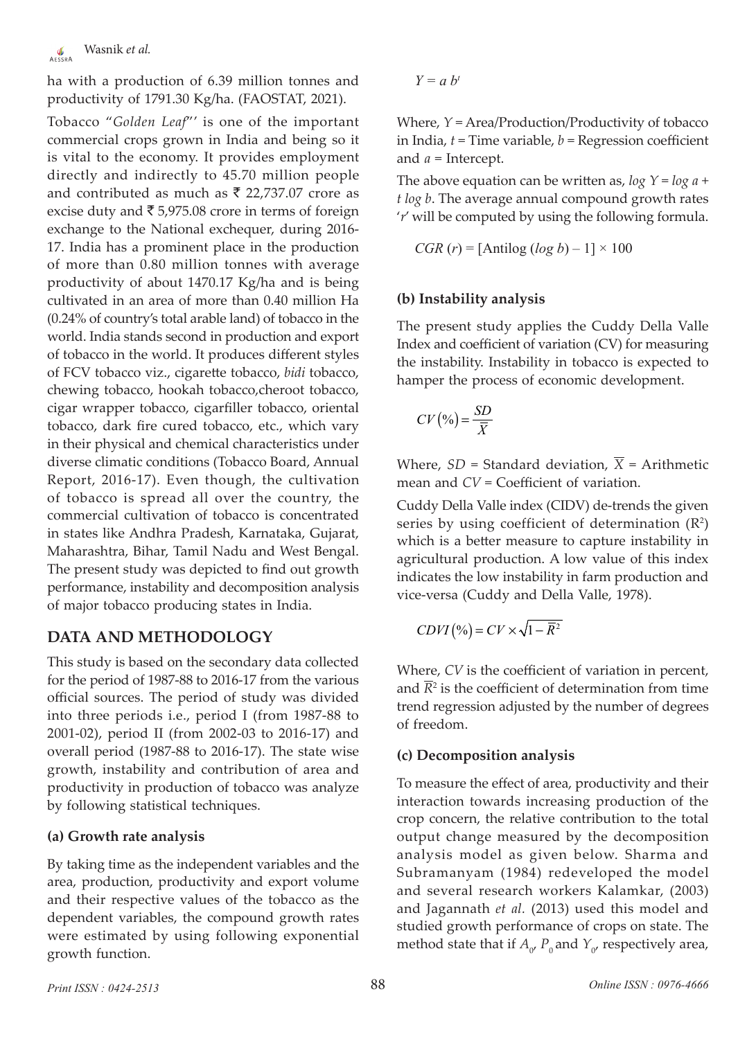ha with a production of 6.39 million tonnes and productivity of 1791.30 Kg/ha. (FAOSTAT, 2021).

Tobacco "*Golden Leaf*" is one of the important commercial crops grown in India and being so it is vital to the economy. It provides employment directly and indirectly to 45.70 million people and contributed as much as ₹ 22,737.07 crore as excise duty and ₹ 5,975.08 crore in terms of foreign exchange to the National exchequer, during 2016-17. India has a prominent place in the production of more than 0.80 million tonnes with average productivity of about 1470.17 Kg/ha and is being cultivated in an area of more than 0.40 million Ha (0.24% of country's total arable land) of tobacco in the world. India stands second in production and export of tobacco in the world. It produces different styles of FCV tobacco viz., cigarette tobacco, *bidi* tobacco, chewing tobacco, hookah tobacco,cheroot tobacco, cigar wrapper tobacco, cigarfiller tobacco, oriental tobacco, dark fire cured tobacco, etc., which vary in their physical and chemical characteristics under diverse climatic conditions (Tobacco Board, Annual Report, 2016-17). Even though, the cultivation of tobacco is spread all over the country, the commercial cultivation of tobacco is concentrated in states like Andhra Pradesh, Karnataka, Gujarat, Maharashtra, Bihar, Tamil Nadu and West Bengal. The present study was depicted to find out growth performance, instability and decomposition analysis of major tobacco producing states in India.

## DATA AND METHODOLOGY

This study is based on the secondary data collected for the period of 1987-88 to 2016-17 from the various official sources. The period of study was divided into three periods i.e., period I (from 1987-88 to 2001-02), period II (from 2002-03 to 2016-17) and overall period (1987-88 to 2016-17). The state wise growth, instability and contribution of area and productivity in production of tobacco was analyze by following statistical techniques.

### (a) Growth rate analysis

By taking time as the independent variables and the area, production, productivity and export volume and their respective values of the tobacco as the dependent variables, the compound growth rates were estimated by using following exponential growth function.

$$Y = a\, b^t$$

Where, $Y$ = Area/Production/Productivity of tobacco in India, $t$ = Time variable, $b$ = Regression coefficient and $a$ = Intercept.

The above equation can be written as, $\log Y = \log a + t \log b$. The average annual compound growth rates '$r$' will be computed by using the following formula.

$$CGR\ (r) = [\text{Antilog}\ (\log b) - 1] \times 100$$

### (b) Instability analysis

The present study applies the Cuddy Della Valle Index and coefficient of variation (CV) for measuring the instability. Instability in tobacco is expected to hamper the process of economic development.

$$CV(\%) = \frac{SD}{\overline{X}}$$

Where, $SD$ = Standard deviation, $\overline{X}$ = Arithmetic mean and $CV$ = Coefficient of variation.

Cuddy Della Valle index (CIDV) de-trends the given series by using coefficient of determination ($R^2$) which is a better measure to capture instability in agricultural production. A low value of this index indicates the low instability in farm production and vice-versa (Cuddy and Della Valle, 1978).

$$CDVI(\%) = CV \times \sqrt{1 - \overline{R}^2}$$

Where, $CV$ is the coefficient of variation in percent, and $\overline{R}^2$ is the coefficient of determination from time trend regression adjusted by the number of degrees of freedom.

### (c) Decomposition analysis

To measure the effect of area, productivity and their interaction towards increasing production of the crop concern, the relative contribution to the total output change measured by the decomposition analysis model as given below. Sharma and Subramanyam (1984) redeveloped the model and several research workers Kalamkar, (2003) and Jagannath *et al.* (2013) used this model and studied growth performance of crops on state. The method state that if $A_0$, $P_0$ and $Y_0$, respectively area,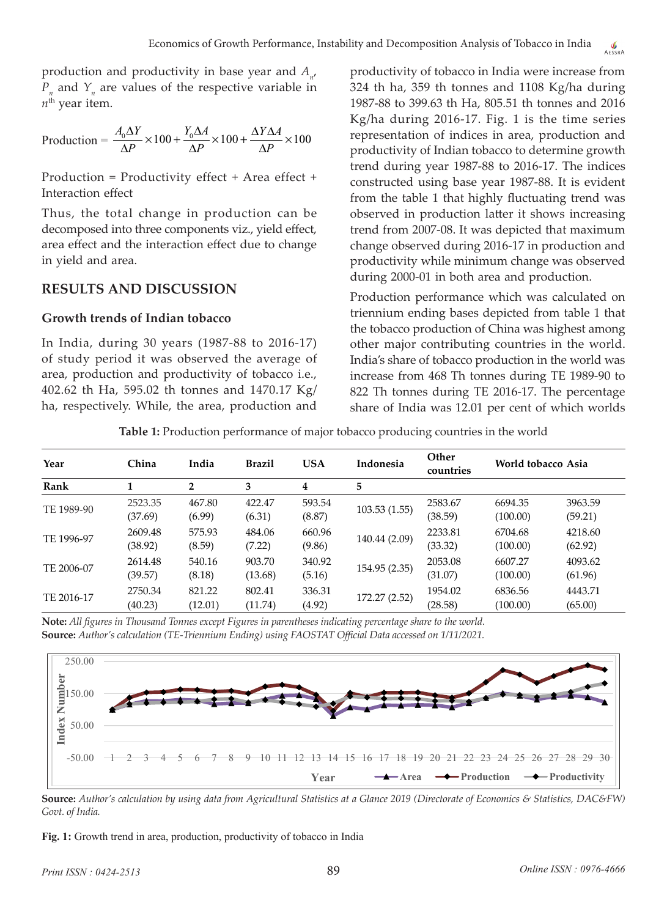production and productivity in base year and $A_n$, $P_n$ and $Y_n$ are values of the respective variable in $n^{th}$ year item.

$$\text{Production} = \frac{A_0 \Delta Y}{\Delta P} \times 100 + \frac{Y_0 \Delta A}{\Delta P} \times 100 + \frac{\Delta Y \Delta A}{\Delta P} \times 100$$

Production = Productivity effect + Area effect + Interaction effect

Thus, the total change in production can be decomposed into three components viz., yield effect, area effect and the interaction effect due to change in yield and area.

## RESULTS AND DISCUSSION

### Growth trends of Indian tobacco

In India, during 30 years (1987-88 to 2016-17) of study period it was observed the average of area, production and productivity of tobacco i.e., 402.62 th Ha, 595.02 th tonnes and 1470.17 Kg/ha, respectively. While, the area, production and productivity of tobacco in India were increase from 324 th ha, 359 th tonnes and 1108 Kg/ha during 1987-88 to 399.63 th Ha, 805.51 th tonnes and 2016 Kg/ha during 2016-17. Fig. 1 is the time series representation of indices in area, production and productivity of Indian tobacco to determine growth trend during year 1987-88 to 2016-17. The indices constructed using base year 1987-88. It is evident from the table 1 that highly fluctuating trend was observed in production latter it shows increasing trend from 2007-08. It was depicted that maximum change observed during 2016-17 in production and productivity while minimum change was observed during 2000-01 in both area and production.

Production performance which was calculated on triennium ending bases depicted from table 1 that the tobacco production of China was highest among other major contributing countries in the world. India's share of tobacco production in the world was increase from 468 Th tonnes during TE 1989-90 to 822 Th tonnes during TE 2016-17. The percentage share of India was 12.01 per cent of which worlds

**Table 1:** Production performance of major tobacco producing countries in the world

| Year | China | India | Brazil | USA | Indonesia | Other countries | World tobacco | Asia |
|---|---|---|---|---|---|---|---|---|
| Rank | 1 | 2 | 3 | 4 | 5 | | | |
| TE 1989-90 | 2523.35 (37.69) | 467.80 (6.99) | 422.47 (6.31) | 593.54 (8.87) | 103.53 (1.55) | 2583.67 (38.59) | 6694.35 (100.00) | 3963.59 (59.21) |
| TE 1996-97 | 2609.48 (38.92) | 575.93 (8.59) | 484.06 (7.22) | 660.96 (9.86) | 140.44 (2.09) | 2233.81 (33.32) | 6704.68 (100.00) | 4218.60 (62.92) |
| TE 2006-07 | 2614.48 (39.57) | 540.16 (8.18) | 903.70 (13.68) | 340.92 (5.16) | 154.95 (2.35) | 2053.08 (31.07) | 6607.27 (100.00) | 4093.62 (61.96) |
| TE 2016-17 | 2750.34 (40.23) | 821.22 (12.01) | 802.41 (11.74) | 336.31 (4.92) | 172.27 (2.52) | 1954.02 (28.58) | 6836.56 (100.00) | 4443.71 (65.00) |

**Note:** *All figures in Thousand Tonnes except Figures in parentheses indicating percentage share to the world.*
**Source:** *Author's calculation (TE-Triennium Ending) using FAOSTAT Official Data accessed on 1/11/2021.*

**Source:** *Author's calculation by using data from Agricultural Statistics at a Glance 2019 (Directorate of Economics & Statistics, DAC&FW) Govt. of India.*

**Fig. 1:** Growth trend in area, production, productivity of tobacco in India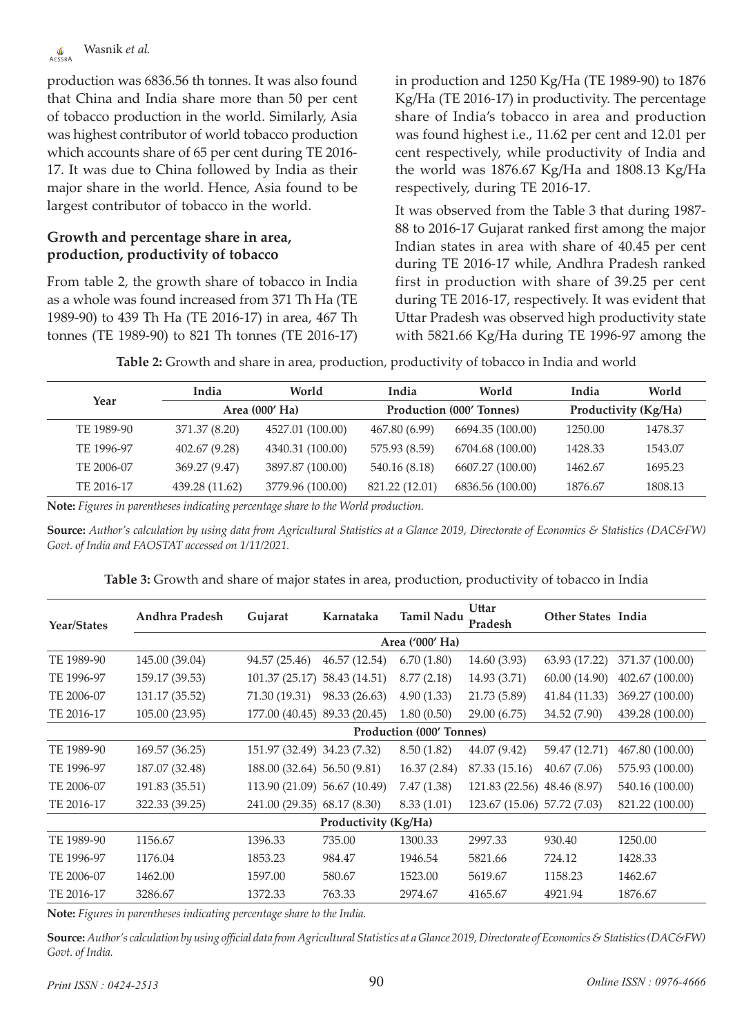production was 6836.56 th tonnes. It was also found that China and India share more than 50 per cent of tobacco production in the world. Similarly, Asia was highest contributor of world tobacco production which accounts share of 65 per cent during TE 2016-17. It was due to China followed by India as their major share in the world. Hence, Asia found to be largest contributor of tobacco in the world.

### Growth and percentage share in area, production, productivity of tobacco

From table 2, the growth share of tobacco in India as a whole was found increased from 371 Th Ha (TE 1989-90) to 439 Th Ha (TE 2016-17) in area, 467 Th tonnes (TE 1989-90) to 821 Th tonnes (TE 2016-17) in production and 1250 Kg/Ha (TE 1989-90) to 1876 Kg/Ha (TE 2016-17) in productivity. The percentage share of India's tobacco in area and production was found highest i.e., 11.62 per cent and 12.01 per cent respectively, while productivity of India and the world was 1876.67 Kg/Ha and 1808.13 Kg/Ha respectively, during TE 2016-17.

It was observed from the Table 3 that during 1987-88 to 2016-17 Gujarat ranked first among the major Indian states in area with share of 40.45 per cent during TE 2016-17 while, Andhra Pradesh ranked first in production with share of 39.25 per cent during TE 2016-17, respectively. It was evident that Uttar Pradesh was observed high productivity state with 5821.66 Kg/Ha during TE 1996-97 among the

**Table 2:** Growth and share in area, production, productivity of tobacco in India and world

| Year | India | World | India | World | India | World |
|---|---|---|---|---|---|---|
| | Area (000' Ha) | | Production (000' Tonnes) | | Productivity (Kg/Ha) | |
| TE 1989-90 | 371.37 (8.20) | 4527.01 (100.00) | 467.80 (6.99) | 6694.35 (100.00) | 1250.00 | 1478.37 |
| TE 1996-97 | 402.67 (9.28) | 4340.31 (100.00) | 575.93 (8.59) | 6704.68 (100.00) | 1428.33 | 1543.07 |
| TE 2006-07 | 369.27 (9.47) | 3897.87 (100.00) | 540.16 (8.18) | 6607.27 (100.00) | 1462.67 | 1695.23 |
| TE 2016-17 | 439.28 (11.62) | 3779.96 (100.00) | 821.22 (12.01) | 6836.56 (100.00) | 1876.67 | 1808.13 |

**Note:** *Figures in parentheses indicating percentage share to the World production.*

**Source:** *Author's calculation by using data from Agricultural Statistics at a Glance 2019, Directorate of Economics & Statistics (DAC&FW) Govt. of India and FAOSTAT accessed on 1/11/2021.*

**Table 3:** Growth and share of major states in area, production, productivity of tobacco in India

| Year/States | Andhra Pradesh | Gujarat | Karnataka | Tamil Nadu | Uttar Pradesh | Other States | India |
|---|---|---|---|---|---|---|---|
| | | | | Area ('000' Ha) | | | |
| TE 1989-90 | 145.00 (39.04) | 94.57 (25.46) | 46.57 (12.54) | 6.70 (1.80) | 14.60 (3.93) | 63.93 (17.22) | 371.37 (100.00) |
| TE 1996-97 | 159.17 (39.53) | 101.37 (25.17) | 58.43 (14.51) | 8.77 (2.18) | 14.93 (3.71) | 60.00 (14.90) | 402.67 (100.00) |
| TE 2006-07 | 131.17 (35.52) | 71.30 (19.31) | 98.33 (26.63) | 4.90 (1.33) | 21.73 (5.89) | 41.84 (11.33) | 369.27 (100.00) |
| TE 2016-17 | 105.00 (23.95) | 177.00 (40.45) | 89.33 (20.45) | 1.80 (0.50) | 29.00 (6.75) | 34.52 (7.90) | 439.28 (100.00) |
| | | | | Production (000' Tonnes) | | | |
| TE 1989-90 | 169.57 (36.25) | 151.97 (32.49) | 34.23 (7.32) | 8.50 (1.82) | 44.07 (9.42) | 59.47 (12.71) | 467.80 (100.00) |
| TE 1996-97 | 187.07 (32.48) | 188.00 (32.64) | 56.50 (9.81) | 16.37 (2.84) | 87.33 (15.16) | 40.67 (7.06) | 575.93 (100.00) |
| TE 2006-07 | 191.83 (35.51) | 113.90 (21.09) | 56.67 (10.49) | 7.47 (1.38) | 121.83 (22.56) | 48.46 (8.97) | 540.16 (100.00) |
| TE 2016-17 | 322.33 (39.25) | 241.00 (29.35) | 68.17 (8.30) | 8.33 (1.01) | 123.67 (15.06) | 57.72 (7.03) | 821.22 (100.00) |
| | | | Productivity (Kg/Ha) | | | | |
| TE 1989-90 | 1156.67 | 1396.33 | 735.00 | 1300.33 | 2997.33 | 930.40 | 1250.00 |
| TE 1996-97 | 1176.04 | 1853.23 | 984.47 | 1946.54 | 5821.66 | 724.12 | 1428.33 |
| TE 2006-07 | 1462.00 | 1597.00 | 580.67 | 1523.00 | 5619.67 | 1158.23 | 1462.67 |
| TE 2016-17 | 3286.67 | 1372.33 | 763.33 | 2974.67 | 4165.67 | 4921.94 | 1876.67 |

**Note:** *Figures in parentheses indicating percentage share to the India.*

**Source:** *Author's calculation by using official data from Agricultural Statistics at a Glance 2019, Directorate of Economics & Statistics (DAC&FW) Govt. of India.*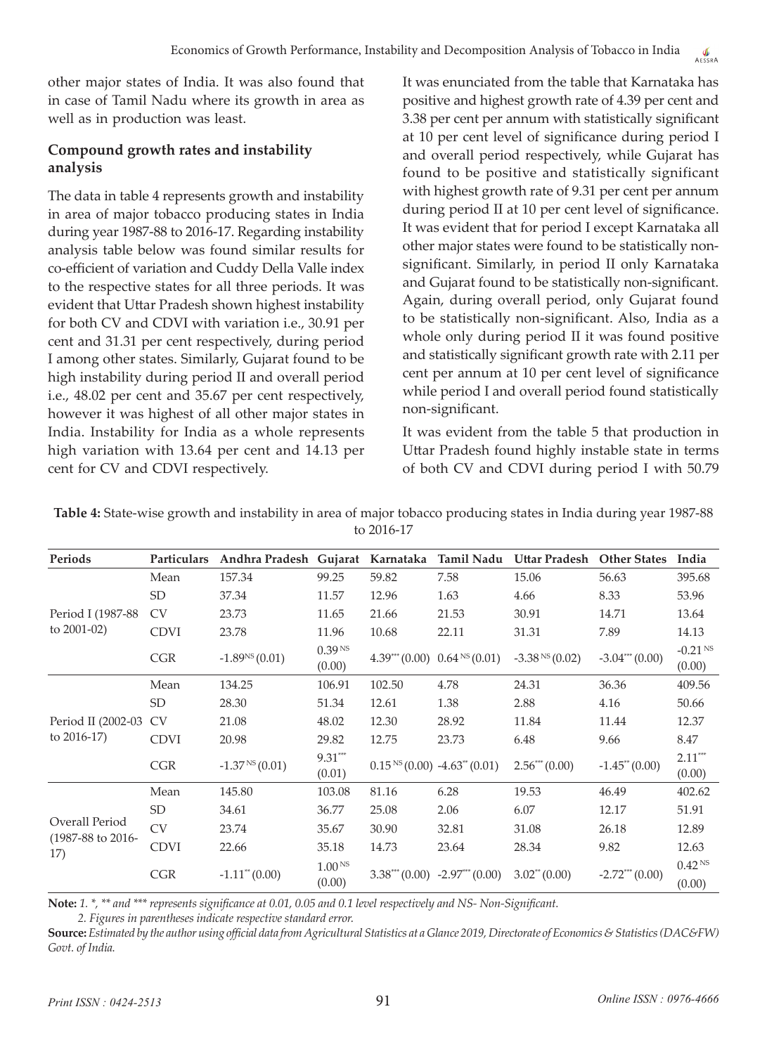other major states of India. It was also found that in case of Tamil Nadu where its growth in area as well as in production was least.

### Compound growth rates and instability analysis

The data in table 4 represents growth and instability in area of major tobacco producing states in India during year 1987-88 to 2016-17. Regarding instability analysis table below was found similar results for co-efficient of variation and Cuddy Della Valle index to the respective states for all three periods. It was evident that Uttar Pradesh shown highest instability for both CV and CDVI with variation i.e., 30.91 per cent and 31.31 per cent respectively, during period I among other states. Similarly, Gujarat found to be high instability during period II and overall period i.e., 48.02 per cent and 35.67 per cent respectively, however it was highest of all other major states in India. Instability for India as a whole represents high variation with 13.64 per cent and 14.13 per cent for CV and CDVI respectively.

It was enunciated from the table that Karnataka has positive and highest growth rate of 4.39 per cent and 3.38 per cent per annum with statistically significant at 10 per cent level of significance during period I and overall period respectively, while Gujarat has found to be positive and statistically significant with highest growth rate of 9.31 per cent per annum during period II at 10 per cent level of significance. It was evident that for period I except Karnataka all other major states were found to be statistically non-significant. Similarly, in period II only Karnataka and Gujarat found to be statistically non-significant. Again, during overall period, only Gujarat found to be statistically non-significant. Also, India as a whole only during period II it was found positive and statistically significant growth rate with 2.11 per cent per annum at 10 per cent level of significance while period I and overall period found statistically non-significant.

It was evident from the table 5 that production in Uttar Pradesh found highly instable state in terms of both CV and CDVI during period I with 50.79

**Table 4:** State-wise growth and instability in area of major tobacco producing states in India during year 1987-88 to 2016-17

| Periods | Particulars | Andhra Pradesh | Gujarat | Karnataka | Tamil Nadu | Uttar Pradesh | Other States | India |
|---|---|---|---|---|---|---|---|---|
| Period I (1987-88 to 2001-02) | Mean | 157.34 | 99.25 | 59.82 | 7.58 | 15.06 | 56.63 | 395.68 |
| | SD | 37.34 | 11.57 | 12.96 | 1.63 | 4.66 | 8.33 | 53.96 |
| | CV | 23.73 | 11.65 | 21.66 | 21.53 | 30.91 | 14.71 | 13.64 |
| | CDVI | 23.78 | 11.96 | 10.68 | 22.11 | 31.31 | 7.89 | 14.13 |
| | CGR | -1.89$^{NS}$ (0.01) | 0.39$^{NS}$ (0.00) | 4.39$^{***}$ (0.00) | 0.64$^{NS}$ (0.01) | -3.38$^{NS}$ (0.02) | -3.04$^{***}$ (0.00) | -0.21$^{NS}$ (0.00) |
| Period II (2002-03 to 2016-17) | Mean | 134.25 | 106.91 | 102.50 | 4.78 | 24.31 | 36.36 | 409.56 |
| | SD | 28.30 | 51.34 | 12.61 | 1.38 | 2.88 | 4.16 | 50.66 |
| | CV | 21.08 | 48.02 | 12.30 | 28.92 | 11.84 | 11.44 | 12.37 |
| | CDVI | 20.98 | 29.82 | 12.75 | 23.73 | 6.48 | 9.66 | 8.47 |
| | CGR | -1.37$^{NS}$ (0.01) | 9.31$^{***}$ (0.01) | 0.15$^{NS}$ (0.00) | -4.63$^{**}$ (0.01) | 2.56$^{***}$ (0.00) | -1.45$^{**}$ (0.00) | 2.11$^{***}$ (0.00) |
| Overall Period (1987-88 to 2016-17) | Mean | 145.80 | 103.08 | 81.16 | 6.28 | 19.53 | 46.49 | 402.62 |
| | SD | 34.61 | 36.77 | 25.08 | 2.06 | 6.07 | 12.17 | 51.91 |
| | CV | 23.74 | 35.67 | 30.90 | 32.81 | 31.08 | 26.18 | 12.89 |
| | CDVI | 22.66 | 35.18 | 14.73 | 23.64 | 28.34 | 9.82 | 12.63 |
| | CGR | -1.11$^{**}$ (0.00) | 1.00$^{NS}$ (0.00) | 3.38$^{***}$ (0.00) | -2.97$^{***}$ (0.00) | 3.02$^{**}$ (0.00) | -2.72$^{***}$ (0.00) | 0.42$^{NS}$ (0.00) |

**Note:** *1. \*, \*\* and \*\*\* represents significance at 0.01, 0.05 and 0.1 level respectively and NS- Non-Significant.*

*2. Figures in parentheses indicate respective standard error.*

**Source:** *Estimated by the author using official data from Agricultural Statistics at a Glance 2019, Directorate of Economics & Statistics (DAC&FW) Govt. of India.*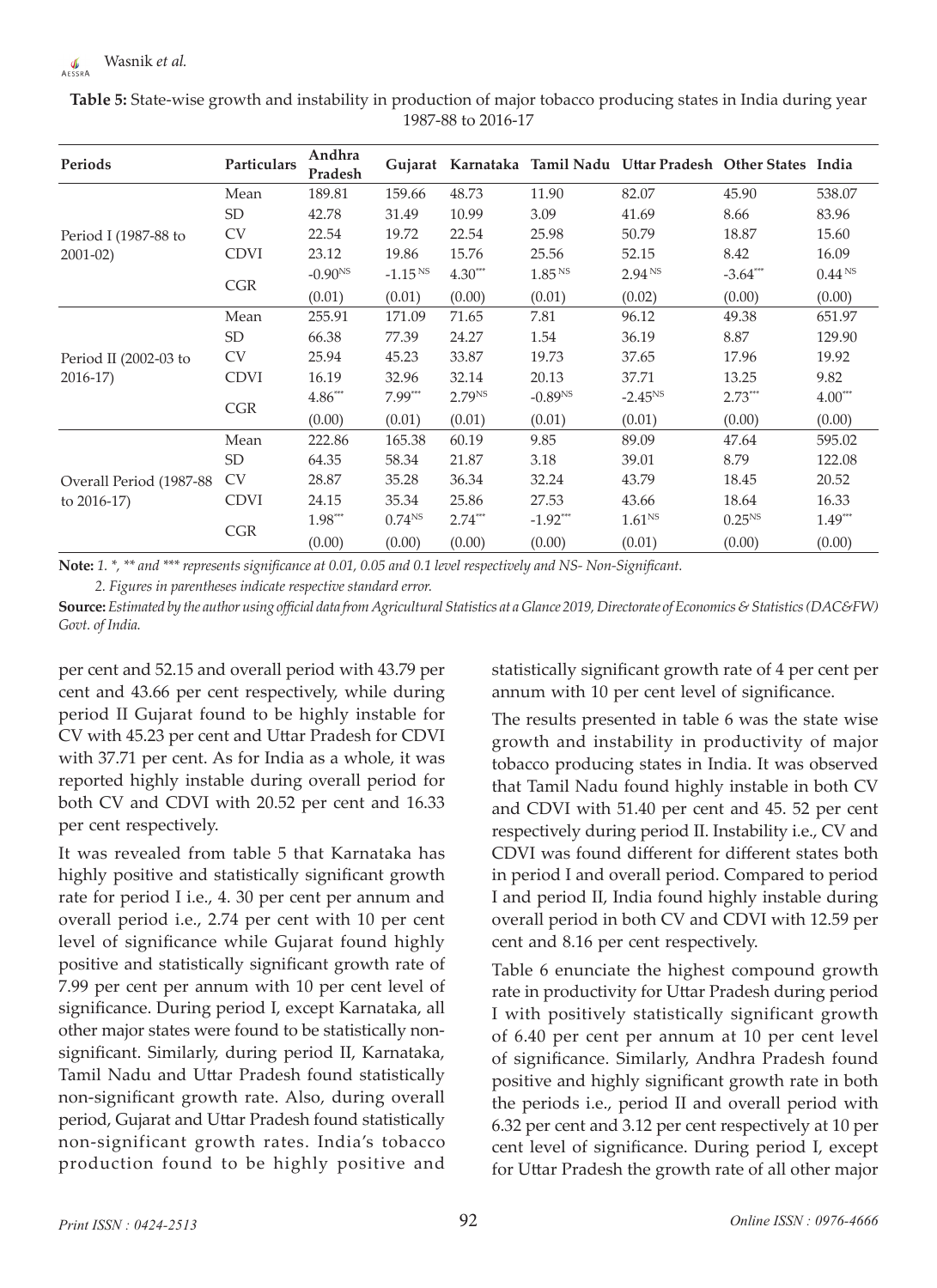**Table 5:** State-wise growth and instability in production of major tobacco producing states in India during year 1987-88 to 2016-17

| Periods | Particulars | Andhra Pradesh | Gujarat | Karnataka | Tamil Nadu | Uttar Pradesh | Other States | India |
|---|---|---|---|---|---|---|---|---|
| Period I (1987-88 to 2001-02) | Mean | 189.81 | 159.66 | 48.73 | 11.90 | 82.07 | 45.90 | 538.07 |
| | SD | 42.78 | 31.49 | 10.99 | 3.09 | 41.69 | 8.66 | 83.96 |
| | CV | 22.54 | 19.72 | 22.54 | 25.98 | 50.79 | 18.87 | 15.60 |
| | CDVI | 23.12 | 19.86 | 15.76 | 25.56 | 52.15 | 8.42 | 16.09 |
| | CGR | $-0.90^{NS}$ | $-1.15^{NS}$ | $4.30^{***}$ | $1.85^{NS}$ | $2.94^{NS}$ | $-3.64^{***}$ | $0.44^{NS}$ |
| | | (0.01) | (0.01) | (0.00) | (0.01) | (0.02) | (0.00) | (0.00) |
| Period II (2002-03 to 2016-17) | Mean | 255.91 | 171.09 | 71.65 | 7.81 | 96.12 | 49.38 | 651.97 |
| | SD | 66.38 | 77.39 | 24.27 | 1.54 | 36.19 | 8.87 | 129.90 |
| | CV | 25.94 | 45.23 | 33.87 | 19.73 | 37.65 | 17.96 | 19.92 |
| | CDVI | 16.19 | 32.96 | 32.14 | 20.13 | 37.71 | 13.25 | 9.82 |
| | CGR | $4.86^{***}$ | $7.99^{***}$ | $2.79^{NS}$ | $-0.89^{NS}$ | $-2.45^{NS}$ | $2.73^{***}$ | $4.00^{***}$ |
| | | (0.00) | (0.01) | (0.01) | (0.01) | (0.01) | (0.00) | (0.00) |
| Overall Period (1987-88 to 2016-17) | Mean | 222.86 | 165.38 | 60.19 | 9.85 | 89.09 | 47.64 | 595.02 |
| | SD | 64.35 | 58.34 | 21.87 | 3.18 | 39.01 | 8.79 | 122.08 |
| | CV | 28.87 | 35.28 | 36.34 | 32.24 | 43.79 | 18.45 | 20.52 |
| | CDVI | 24.15 | 35.34 | 25.86 | 27.53 | 43.66 | 18.64 | 16.33 |
| | CGR | $1.98^{***}$ | $0.74^{NS}$ | $2.74^{***}$ | $-1.92^{***}$ | $1.61^{NS}$ | $0.25^{NS}$ | $1.49^{***}$ |
| | | (0.00) | (0.00) | (0.00) | (0.00) | (0.01) | (0.00) | (0.00) |

**Note:** *1. \*, \*\* and \*\*\* represents significance at 0.01, 0.05 and 0.1 level respectively and NS- Non-Significant.*

*2. Figures in parentheses indicate respective standard error.*

**Source:** *Estimated by the author using official data from Agricultural Statistics at a Glance 2019, Directorate of Economics & Statistics (DAC&FW) Govt. of India.*

per cent and 52.15 and overall period with 43.79 per cent and 43.66 per cent respectively, while during period II Gujarat found to be highly instable for CV with 45.23 per cent and Uttar Pradesh for CDVI with 37.71 per cent. As for India as a whole, it was reported highly instable during overall period for both CV and CDVI with 20.52 per cent and 16.33 per cent respectively.

It was revealed from table 5 that Karnataka has highly positive and statistically significant growth rate for period I i.e., 4. 30 per cent per annum and overall period i.e., 2.74 per cent with 10 per cent level of significance while Gujarat found highly positive and statistically significant growth rate of 7.99 per cent per annum with 10 per cent level of significance. During period I, except Karnataka, all other major states were found to be statistically non-significant. Similarly, during period II, Karnataka, Tamil Nadu and Uttar Pradesh found statistically non-significant growth rate. Also, during overall period, Gujarat and Uttar Pradesh found statistically non-significant growth rates. India's tobacco production found to be highly positive and statistically significant growth rate of 4 per cent per annum with 10 per cent level of significance.

The results presented in table 6 was the state wise growth and instability in productivity of major tobacco producing states in India. It was observed that Tamil Nadu found highly instable in both CV and CDVI with 51.40 per cent and 45. 52 per cent respectively during period II. Instability i.e., CV and CDVI was found different for different states both in period I and overall period. Compared to period I and period II, India found highly instable during overall period in both CV and CDVI with 12.59 per cent and 8.16 per cent respectively.

Table 6 enunciate the highest compound growth rate in productivity for Uttar Pradesh during period I with positively statistically significant growth of 6.40 per cent per annum at 10 per cent level of significance. Similarly, Andhra Pradesh found positive and highly significant growth rate in both the periods i.e., period II and overall period with 6.32 per cent and 3.12 per cent respectively at 10 per cent level of significance. During period I, except for Uttar Pradesh the growth rate of all other major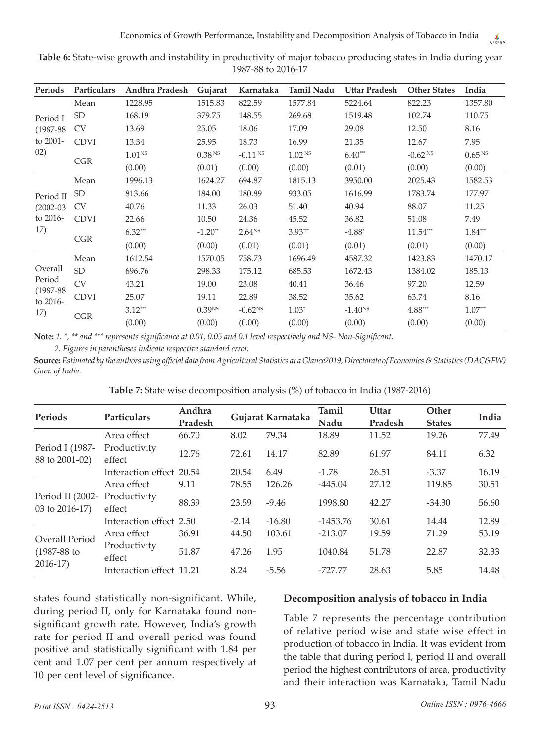**Table 6:** State-wise growth and instability in productivity of major tobacco producing states in India during year 1987-88 to 2016-17

| Periods | Particulars | Andhra Pradesh | Gujarat | Karnataka | Tamil Nadu | Uttar Pradesh | Other States | India |
|---|---|---|---|---|---|---|---|---|
| Period I (1987-88 to 2001-02) | Mean | 1228.95 | 1515.83 | 822.59 | 1577.84 | 5224.64 | 822.23 | 1357.80 |
| | SD | 168.19 | 379.75 | 148.55 | 269.68 | 1519.48 | 102.74 | 110.75 |
| | CV | 13.69 | 25.05 | 18.06 | 17.09 | 29.08 | 12.50 | 8.16 |
| | CDVI | 13.34 | 25.95 | 18.73 | 16.99 | 21.35 | 12.67 | 7.95 |
| | CGR | 1.01^NS | 0.38^NS | -0.11^NS | 1.02^NS | 6.40*** | -0.62^NS | 0.65^NS |
| | | (0.00) | (0.01) | (0.00) | (0.00) | (0.01) | (0.00) | (0.00) |
| Period II (2002-03 to 2016-17) | Mean | 1996.13 | 1624.27 | 694.87 | 1815.13 | 3950.00 | 2025.43 | 1582.53 |
| | SD | 813.66 | 184.00 | 180.89 | 933.05 | 1616.99 | 1783.74 | 177.97 |
| | CV | 40.76 | 11.33 | 26.03 | 51.40 | 40.94 | 88.07 | 11.25 |
| | CDVI | 22.66 | 10.50 | 24.36 | 45.52 | 36.82 | 51.08 | 7.49 |
| | CGR | 6.32*** | -1.20** | 2.64^NS | 3.93*** | -4.88* | 11.54*** | 1.84*** |
| | | (0.00) | (0.00) | (0.01) | (0.01) | (0.01) | (0.01) | (0.00) |
| Overall Period (1987-88 to 2016-17) | Mean | 1612.54 | 1570.05 | 758.73 | 1696.49 | 4587.32 | 1423.83 | 1470.17 |
| | SD | 696.76 | 298.33 | 175.12 | 685.53 | 1672.43 | 1384.02 | 185.13 |
| | CV | 43.21 | 19.00 | 23.08 | 40.41 | 36.46 | 97.20 | 12.59 |
| | CDVI | 25.07 | 19.11 | 22.89 | 38.52 | 35.62 | 63.74 | 8.16 |
| | CGR | 3.12*** | 0.39^NS | -0.62^NS | 1.03* | -1.40^NS | 4.88*** | 1.07*** |
| | | (0.00) | (0.00) | (0.00) | (0.00) | (0.00) | (0.00) | (0.00) |

**Note:** *1. *, ** and *** represents significance at 0.01, 0.05 and 0.1 level respectively and NS- Non-Significant.*

*2. Figures in parentheses indicate respective standard error.*

**Source:** *Estimated by the authors using official data from Agricultural Statistics at a Glance2019, Directorate of Economics & Statistics (DAC&FW) Govt. of India.*

**Table 7:** State wise decomposition analysis (%) of tobacco in India (1987-2016)

| Periods | Particulars | Andhra Pradesh | Gujarat | Karnataka | Tamil Nadu | Uttar Pradesh | Other States | India |
|---|---|---|---|---|---|---|---|---|
| Period I (1987-88 to 2001-02) | Area effect | 66.70 | 8.02 | 79.34 | 18.89 | 11.52 | 19.26 | 77.49 |
| | Productivity effect | 12.76 | 72.61 | 14.17 | 82.89 | 61.97 | 84.11 | 6.32 |
| | Interaction effect | 20.54 | 20.54 | 6.49 | -1.78 | 26.51 | -3.37 | 16.19 |
| Period II (2002-03 to 2016-17) | Area effect | 9.11 | 78.55 | 126.26 | -445.04 | 27.12 | 119.85 | 30.51 |
| | Productivity effect | 88.39 | 23.59 | -9.46 | 1998.80 | 42.27 | -34.30 | 56.60 |
| | Interaction effect | 2.50 | -2.14 | -16.80 | -1453.76 | 30.61 | 14.44 | 12.89 |
| Overall Period (1987-88 to 2016-17) | Area effect | 36.91 | 44.50 | 103.61 | -213.07 | 19.59 | 71.29 | 53.19 |
| | Productivity effect | 51.87 | 47.26 | 1.95 | 1040.84 | 51.78 | 22.87 | 32.33 |
| | Interaction effect | 11.21 | 8.24 | -5.56 | -727.77 | 28.63 | 5.85 | 14.48 |

states found statistically non-significant. While, during period II, only for Karnataka found non-significant growth rate. However, India's growth rate for period II and overall period was found positive and statistically significant with 1.84 per cent and 1.07 per cent per annum respectively at 10 per cent level of significance.

## Decomposition analysis of tobacco in India

Table 7 represents the percentage contribution of relative period wise and state wise effect in production of tobacco in India. It was evident from the table that during period I, period II and overall period the highest contributors of area, productivity and their interaction was Karnataka, Tamil Nadu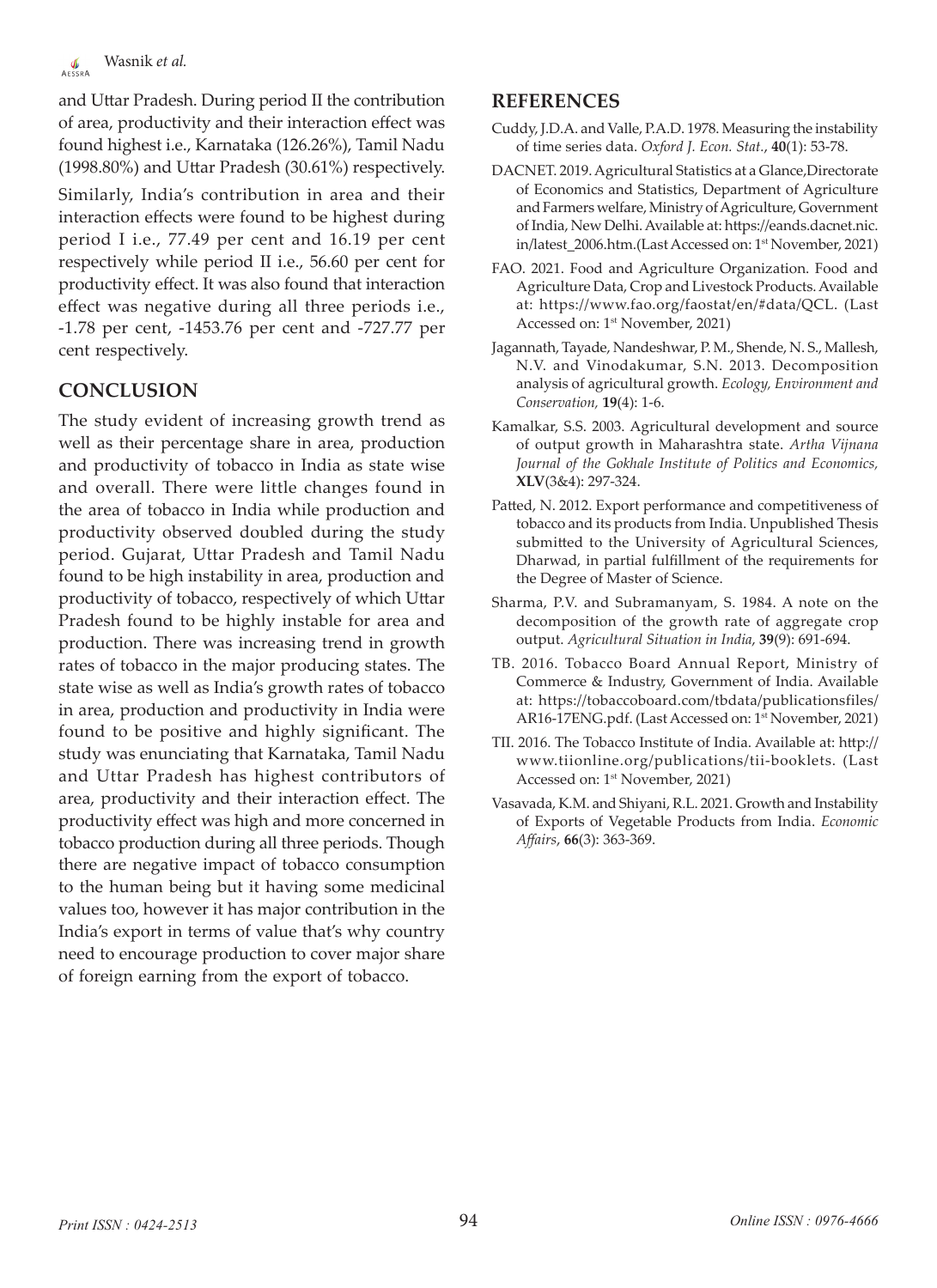and Uttar Pradesh. During period II the contribution of area, productivity and their interaction effect was found highest i.e., Karnataka (126.26%), Tamil Nadu (1998.80%) and Uttar Pradesh (30.61%) respectively.

Similarly, India's contribution in area and their interaction effects were found to be highest during period I i.e., 77.49 per cent and 16.19 per cent respectively while period II i.e., 56.60 per cent for productivity effect. It was also found that interaction effect was negative during all three periods i.e., -1.78 per cent, -1453.76 per cent and -727.77 per cent respectively.

## CONCLUSION

The study evident of increasing growth trend as well as their percentage share in area, production and productivity of tobacco in India as state wise and overall. There were little changes found in the area of tobacco in India while production and productivity observed doubled during the study period. Gujarat, Uttar Pradesh and Tamil Nadu found to be high instability in area, production and productivity of tobacco, respectively of which Uttar Pradesh found to be highly instable for area and production. There was increasing trend in growth rates of tobacco in the major producing states. The state wise as well as India's growth rates of tobacco in area, production and productivity in India were found to be positive and highly significant. The study was enunciating that Karnataka, Tamil Nadu and Uttar Pradesh has highest contributors of area, productivity and their interaction effect. The productivity effect was high and more concerned in tobacco production during all three periods. Though there are negative impact of tobacco consumption to the human being but it having some medicinal values too, however it has major contribution in the India's export in terms of value that's why country need to encourage production to cover major share of foreign earning from the export of tobacco.

## REFERENCES

Cuddy, J.D.A. and Valle, P.A.D. 1978. Measuring the instability of time series data. *Oxford J. Econ. Stat.*, **40**(1): 53-78.

DACNET. 2019. Agricultural Statistics at a Glance,Directorate of Economics and Statistics, Department of Agriculture and Farmers welfare, Ministry of Agriculture, Government of India, New Delhi. Available at: https://eands.dacnet.nic.in/latest_2006.htm.(Last Accessed on: 1st November, 2021)

FAO. 2021. Food and Agriculture Organization. Food and Agriculture Data, Crop and Livestock Products. Available at: https://www.fao.org/faostat/en/#data/QCL. (Last Accessed on: 1st November, 2021)

Jagannath, Tayade, Nandeshwar, P. M., Shende, N. S., Mallesh, N.V. and Vinodakumar, S.N. 2013. Decomposition analysis of agricultural growth. *Ecology, Environment and Conservation,* **19**(4): 1-6.

Kamalkar, S.S. 2003. Agricultural development and source of output growth in Maharashtra state. *Artha Vijnana Journal of the Gokhale Institute of Politics and Economics,* **XLV**(3&4): 297-324.

Patted, N. 2012. Export performance and competitiveness of tobacco and its products from India. Unpublished Thesis submitted to the University of Agricultural Sciences, Dharwad, in partial fulfillment of the requirements for the Degree of Master of Science.

Sharma, P.V. and Subramanyam, S. 1984. A note on the decomposition of the growth rate of aggregate crop output. *Agricultural Situation in India*, **39**(9): 691-694.

TB. 2016. Tobacco Board Annual Report, Ministry of Commerce & Industry, Government of India. Available at: https://tobaccoboard.com/tbdata/publicationsfiles/AR16-17ENG.pdf. (Last Accessed on: 1st November, 2021)

TII. 2016. The Tobacco Institute of India. Available at: http://www.tiionline.org/publications/tii-booklets. (Last Accessed on: 1st November, 2021)

Vasavada, K.M. and Shiyani, R.L. 2021. Growth and Instability of Exports of Vegetable Products from India. *Economic Affairs*, **66**(3): 363-369.